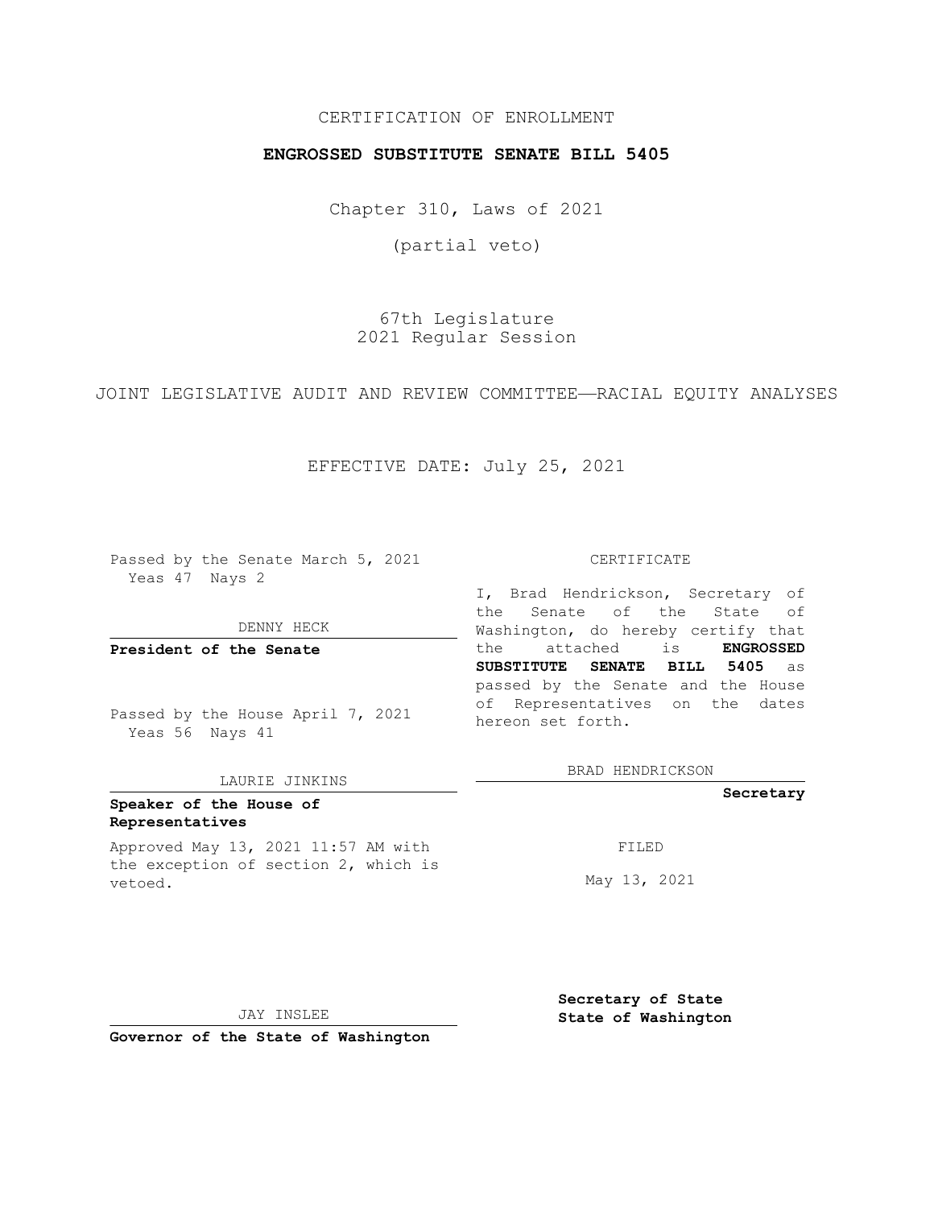CERTIFICATION OF ENROLLMENT

**ENGROSSED SUBSTITUTE SENATE BILL 5405**

Chapter 310, Laws of 2021

(partial veto)

67th Legislature
2021 Regular Session

JOINT LEGISLATIVE AUDIT AND REVIEW COMMITTEE—RACIAL EQUITY ANALYSES

EFFECTIVE DATE: July 25, 2021

Passed by the Senate March 5, 2021
Yeas 47 Nays 2

DENNY HECK

**President of the Senate**

Passed by the House April 7, 2021
Yeas 56 Nays 41

LAURIE JINKINS

**Speaker of the House of Representatives**

Approved May 13, 2021 11:57 AM with the exception of section 2, which is vetoed.

JAY INSLEE

**Governor of the State of Washington**

CERTIFICATE

I, Brad Hendrickson, Secretary of the Senate of the State of Washington, do hereby certify that the attached is **ENGROSSED SUBSTITUTE SENATE BILL 5405** as passed by the Senate and the House of Representatives on the dates hereon set forth.

BRAD HENDRICKSON

**Secretary**

FILED

May 13, 2021

**Secretary of State**
**State of Washington**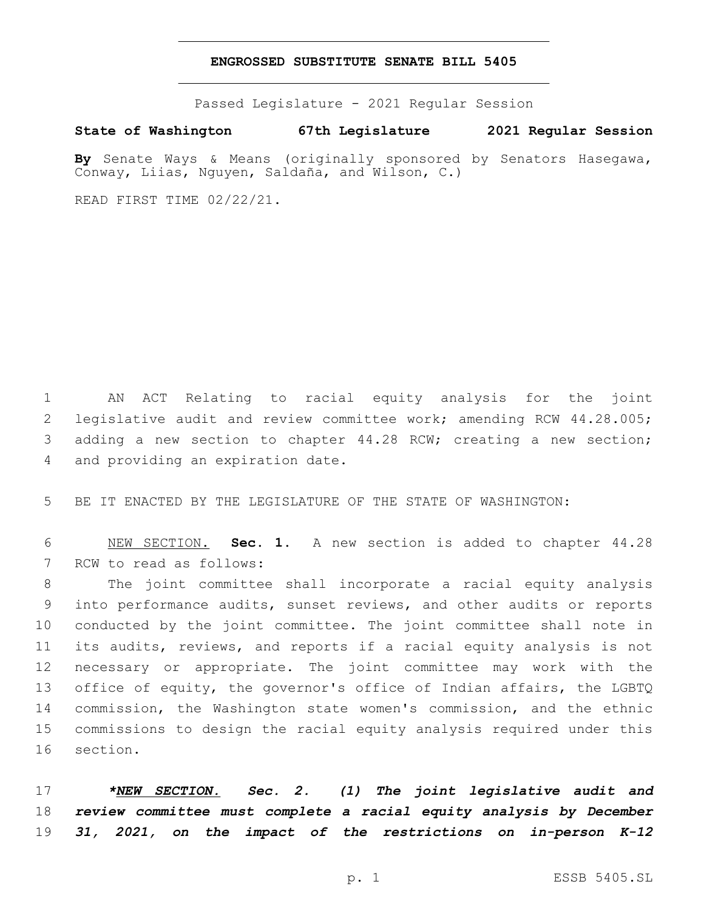# ENGROSSED SUBSTITUTE SENATE BILL 5405

Passed Legislature - 2021 Regular Session

**State of Washington 67th Legislature 2021 Regular Session**

**By** Senate Ways & Means (originally sponsored by Senators Hasegawa, Conway, Liias, Nguyen, Saldaña, and Wilson, C.)

READ FIRST TIME 02/22/21.

AN ACT Relating to racial equity analysis for the joint legislative audit and review committee work; amending RCW 44.28.005; adding a new section to chapter 44.28 RCW; creating a new section; and providing an expiration date.

BE IT ENACTED BY THE LEGISLATURE OF THE STATE OF WASHINGTON:

NEW SECTION. **Sec. 1.** A new section is added to chapter 44.28 RCW to read as follows:

The joint committee shall incorporate a racial equity analysis into performance audits, sunset reviews, and other audits or reports conducted by the joint committee. The joint committee shall note in its audits, reviews, and reports if a racial equity analysis is not necessary or appropriate. The joint committee may work with the office of equity, the governor's office of Indian affairs, the LGBTQ commission, the Washington state women's commission, and the ethnic commissions to design the racial equity analysis required under this section.

***\*NEW SECTION. Sec. 2. (1) The joint legislative audit and review committee must complete a racial equity analysis by December 31, 2021, on the impact of the restrictions on in-person K-12***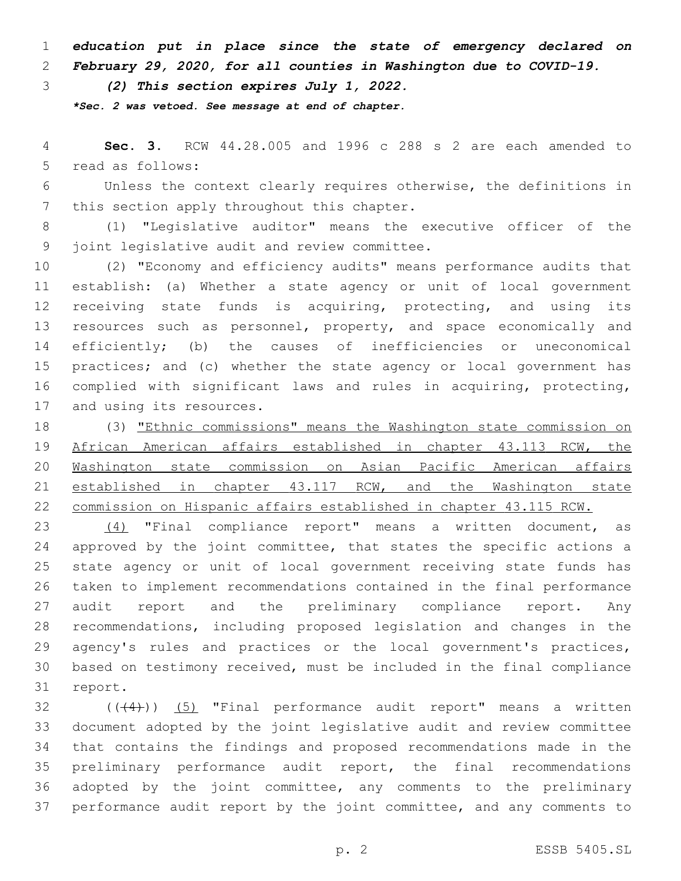***education put in place since the state of emergency declared on February 29, 2020, for all counties in Washington due to COVID-19.***

***(2) This section expires July 1, 2022.***

****Sec. 2 was vetoed. See message at end of chapter.***

**Sec. 3.** RCW 44.28.005 and 1996 c 288 s 2 are each amended to read as follows:

Unless the context clearly requires otherwise, the definitions in this section apply throughout this chapter.

(1) "Legislative auditor" means the executive officer of the joint legislative audit and review committee.

(2) "Economy and efficiency audits" means performance audits that establish: (a) Whether a state agency or unit of local government receiving state funds is acquiring, protecting, and using its resources such as personnel, property, and space economically and efficiently; (b) the causes of inefficiencies or uneconomical practices; and (c) whether the state agency or local government has complied with significant laws and rules in acquiring, protecting, and using its resources.

(3) <u>"Ethnic commissions" means the Washington state commission on African American affairs established in chapter 43.113 RCW, the Washington state commission on Asian Pacific American affairs established in chapter 43.117 RCW, and the Washington state commission on Hispanic affairs established in chapter 43.115 RCW.</u>

<u>(4)</u> "Final compliance report" means a written document, as approved by the joint committee, that states the specific actions a state agency or unit of local government receiving state funds has taken to implement recommendations contained in the final performance audit report and the preliminary compliance report. Any recommendations, including proposed legislation and changes in the agency's rules and practices or the local government's practices, based on testimony received, must be included in the final compliance report.

(( ~~(4)~~ )) <u>(5)</u> "Final performance audit report" means a written document adopted by the joint legislative audit and review committee that contains the findings and proposed recommendations made in the preliminary performance audit report, the final recommendations adopted by the joint committee, any comments to the preliminary performance audit report by the joint committee, and any comments to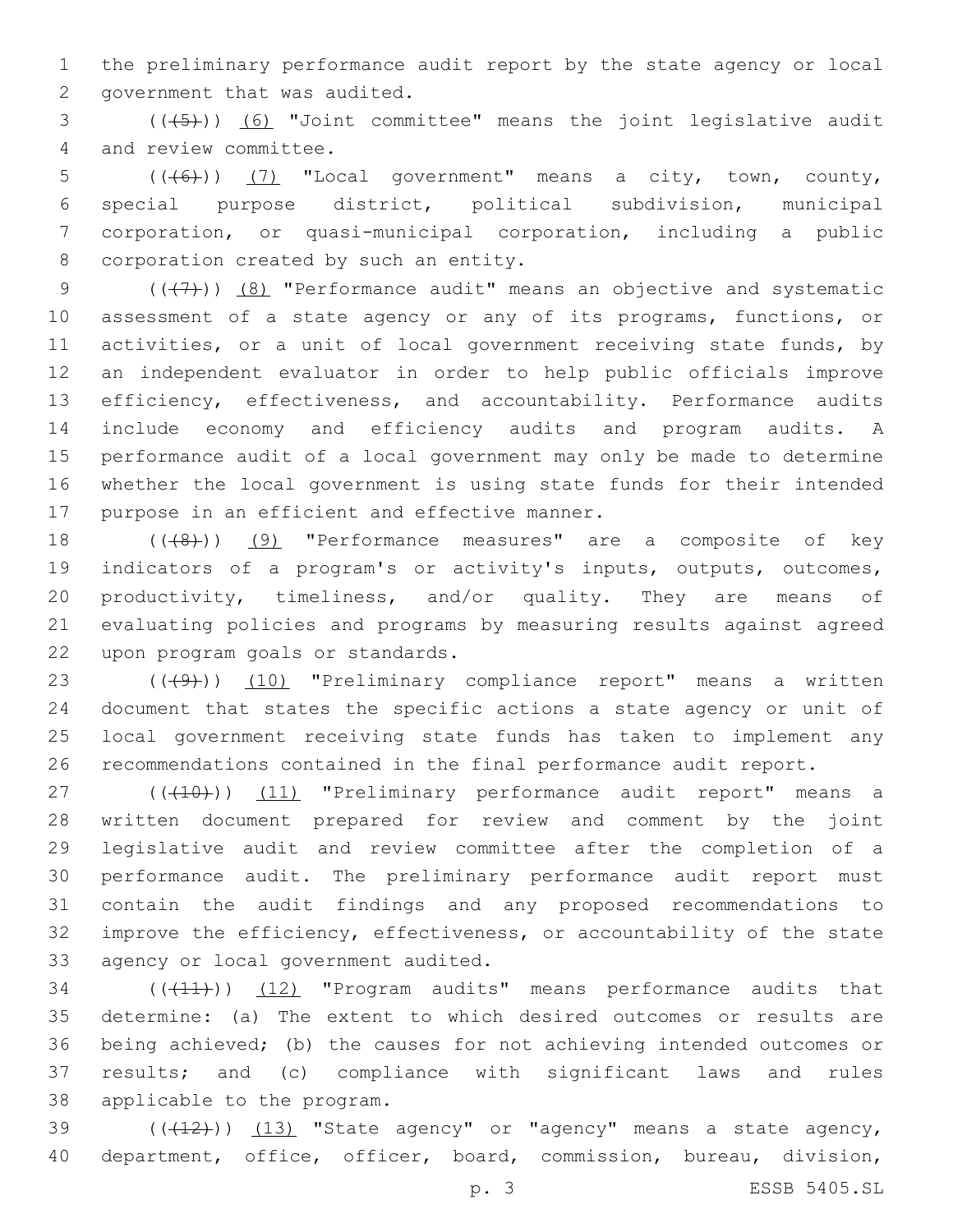the preliminary performance audit report by the state agency or local government that was audited.

(((5))) (6) "Joint committee" means the joint legislative audit and review committee.

(((6))) (7) "Local government" means a city, town, county, special purpose district, political subdivision, municipal corporation, or quasi-municipal corporation, including a public corporation created by such an entity.

(((7))) (8) "Performance audit" means an objective and systematic assessment of a state agency or any of its programs, functions, or activities, or a unit of local government receiving state funds, by an independent evaluator in order to help public officials improve efficiency, effectiveness, and accountability. Performance audits include economy and efficiency audits and program audits. A performance audit of a local government may only be made to determine whether the local government is using state funds for their intended purpose in an efficient and effective manner.

(((8))) (9) "Performance measures" are a composite of key indicators of a program's or activity's inputs, outputs, outcomes, productivity, timeliness, and/or quality. They are means of evaluating policies and programs by measuring results against agreed upon program goals or standards.

(((9))) (10) "Preliminary compliance report" means a written document that states the specific actions a state agency or unit of local government receiving state funds has taken to implement any recommendations contained in the final performance audit report.

(((10))) (11) "Preliminary performance audit report" means a written document prepared for review and comment by the joint legislative audit and review committee after the completion of a performance audit. The preliminary performance audit report must contain the audit findings and any proposed recommendations to improve the efficiency, effectiveness, or accountability of the state agency or local government audited.

(((11))) (12) "Program audits" means performance audits that determine: (a) The extent to which desired outcomes or results are being achieved; (b) the causes for not achieving intended outcomes or results; and (c) compliance with significant laws and rules applicable to the program.

(((12))) (13) "State agency" or "agency" means a state agency, department, office, officer, board, commission, bureau, division,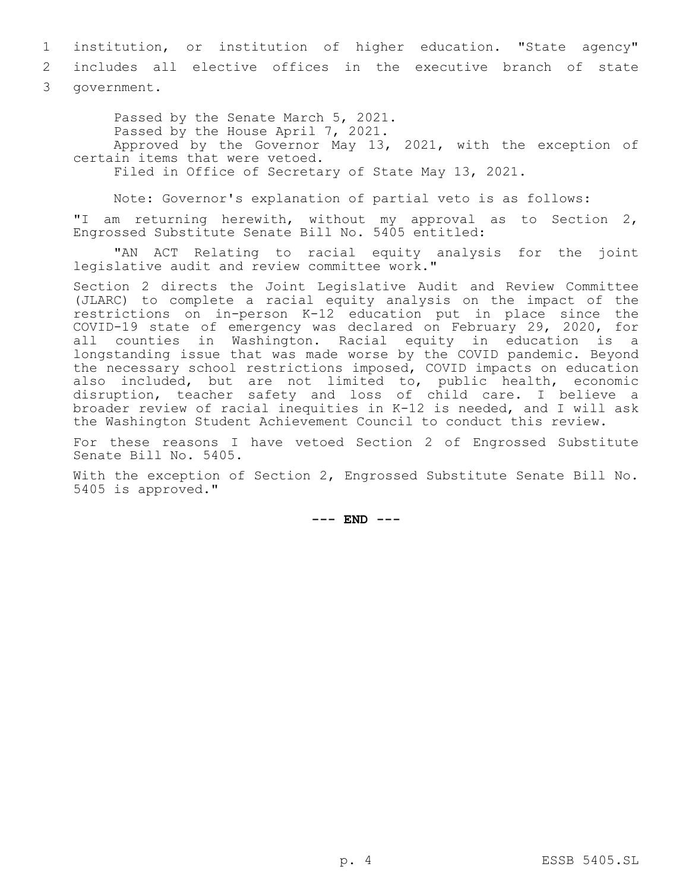institution, or institution of higher education. "State agency" includes all elective offices in the executive branch of state government.

Passed by the Senate March 5, 2021.
Passed by the House April 7, 2021.
Approved by the Governor May 13, 2021, with the exception of certain items that were vetoed.
Filed in Office of Secretary of State May 13, 2021.

Note: Governor's explanation of partial veto is as follows:

"I am returning herewith, without my approval as to Section 2, Engrossed Substitute Senate Bill No. 5405 entitled:

"AN ACT Relating to racial equity analysis for the joint legislative audit and review committee work."

Section 2 directs the Joint Legislative Audit and Review Committee (JLARC) to complete a racial equity analysis on the impact of the restrictions on in-person K-12 education put in place since the COVID-19 state of emergency was declared on February 29, 2020, for all counties in Washington. Racial equity in education is a longstanding issue that was made worse by the COVID pandemic. Beyond the necessary school restrictions imposed, COVID impacts on education also included, but are not limited to, public health, economic disruption, teacher safety and loss of child care. I believe a broader review of racial inequities in K-12 is needed, and I will ask the Washington Student Achievement Council to conduct this review.

For these reasons I have vetoed Section 2 of Engrossed Substitute Senate Bill No. 5405.

With the exception of Section 2, Engrossed Substitute Senate Bill No. 5405 is approved."

**--- END ---**